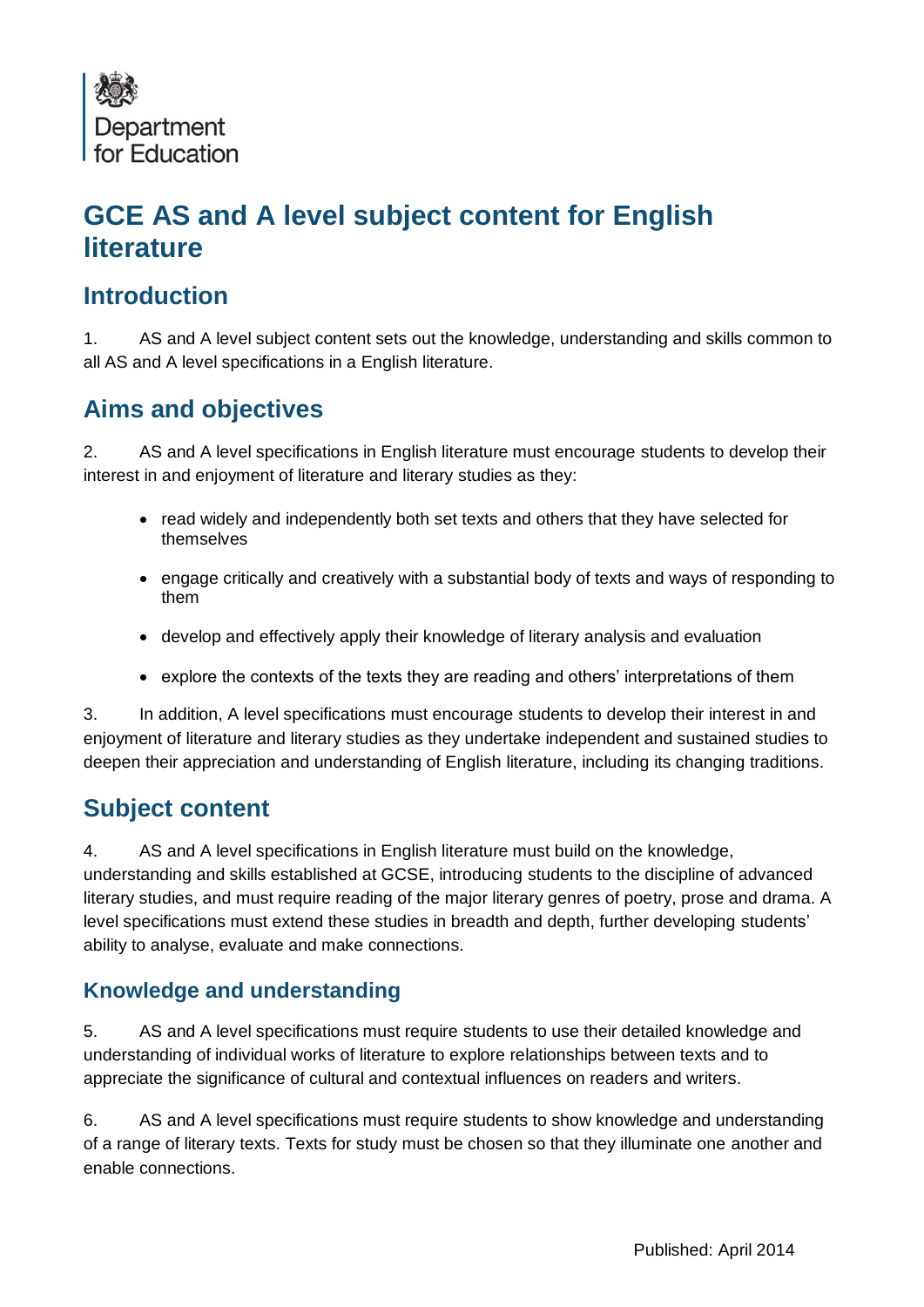Department for Education

# GCE AS and A level subject content for English literature

## Introduction

1. AS and A level subject content sets out the knowledge, understanding and skills common to all AS and A level specifications in a English literature.

## Aims and objectives

2. AS and A level specifications in English literature must encourage students to develop their interest in and enjoyment of literature and literary studies as they:

- read widely and independently both set texts and others that they have selected for themselves
- engage critically and creatively with a substantial body of texts and ways of responding to them
- develop and effectively apply their knowledge of literary analysis and evaluation
- explore the contexts of the texts they are reading and others' interpretations of them

3. In addition, A level specifications must encourage students to develop their interest in and enjoyment of literature and literary studies as they undertake independent and sustained studies to deepen their appreciation and understanding of English literature, including its changing traditions.

## Subject content

4. AS and A level specifications in English literature must build on the knowledge, understanding and skills established at GCSE, introducing students to the discipline of advanced literary studies, and must require reading of the major literary genres of poetry, prose and drama. A level specifications must extend these studies in breadth and depth, further developing students' ability to analyse, evaluate and make connections.

### Knowledge and understanding

5. AS and A level specifications must require students to use their detailed knowledge and understanding of individual works of literature to explore relationships between texts and to appreciate the significance of cultural and contextual influences on readers and writers.

6. AS and A level specifications must require students to show knowledge and understanding of a range of literary texts. Texts for study must be chosen so that they illuminate one another and enable connections.

Published: April 2014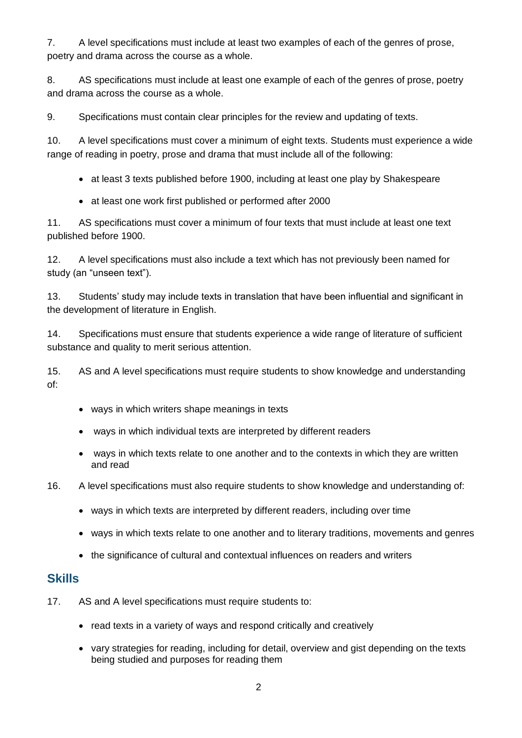7. A level specifications must include at least two examples of each of the genres of prose, poetry and drama across the course as a whole.

8. AS specifications must include at least one example of each of the genres of prose, poetry and drama across the course as a whole.

9. Specifications must contain clear principles for the review and updating of texts.

10. A level specifications must cover a minimum of eight texts. Students must experience a wide range of reading in poetry, prose and drama that must include all of the following:

- at least 3 texts published before 1900, including at least one play by Shakespeare
- at least one work first published or performed after 2000

11. AS specifications must cover a minimum of four texts that must include at least one text published before 1900.

12. A level specifications must also include a text which has not previously been named for study (an "unseen text").

13. Students' study may include texts in translation that have been influential and significant in the development of literature in English.

14. Specifications must ensure that students experience a wide range of literature of sufficient substance and quality to merit serious attention.

15. AS and A level specifications must require students to show knowledge and understanding of:

- ways in which writers shape meanings in texts
- ways in which individual texts are interpreted by different readers
- ways in which texts relate to one another and to the contexts in which they are written and read

16. A level specifications must also require students to show knowledge and understanding of:

- ways in which texts are interpreted by different readers, including over time
- ways in which texts relate to one another and to literary traditions, movements and genres
- the significance of cultural and contextual influences on readers and writers

## Skills

17. AS and A level specifications must require students to:

- read texts in a variety of ways and respond critically and creatively
- vary strategies for reading, including for detail, overview and gist depending on the texts being studied and purposes for reading them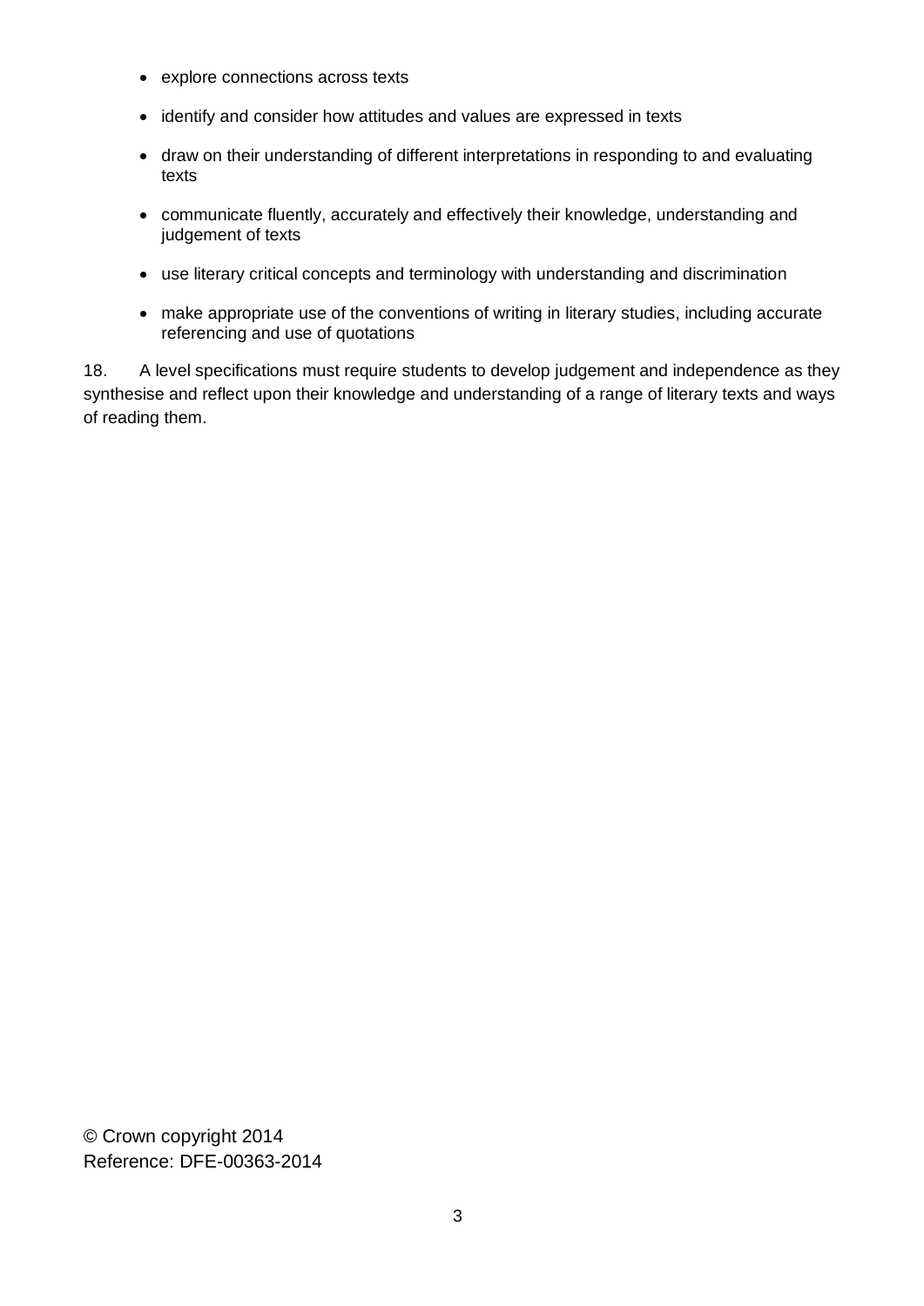- explore connections across texts
- identify and consider how attitudes and values are expressed in texts
- draw on their understanding of different interpretations in responding to and evaluating texts
- communicate fluently, accurately and effectively their knowledge, understanding and judgement of texts
- use literary critical concepts and terminology with understanding and discrimination
- make appropriate use of the conventions of writing in literary studies, including accurate referencing and use of quotations

18. A level specifications must require students to develop judgement and independence as they synthesise and reflect upon their knowledge and understanding of a range of literary texts and ways of reading them.

© Crown copyright 2014
Reference: DFE-00363-2014